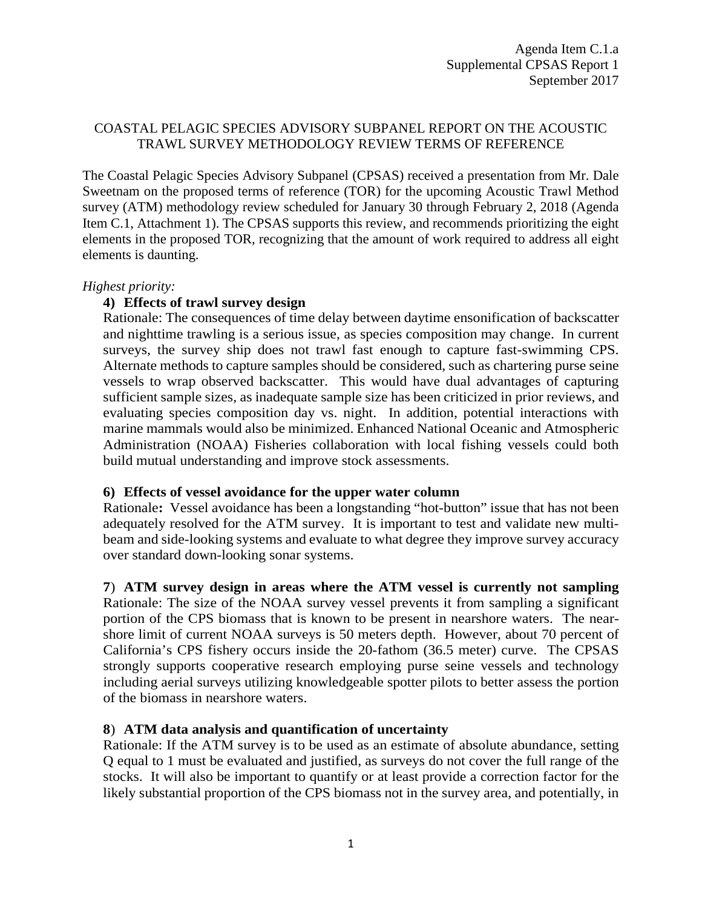Agenda Item C.1.a
Supplemental CPSAS Report 1
September 2017

# COASTAL PELAGIC SPECIES ADVISORY SUBPANEL REPORT ON THE ACOUSTIC TRAWL SURVEY METHODOLOGY REVIEW TERMS OF REFERENCE

The Coastal Pelagic Species Advisory Subpanel (CPSAS) received a presentation from Mr. Dale Sweetnam on the proposed terms of reference (TOR) for the upcoming Acoustic Trawl Method survey (ATM) methodology review scheduled for January 30 through February 2, 2018 (Agenda Item C.1, Attachment 1). The CPSAS supports this review, and recommends prioritizing the eight elements in the proposed TOR, recognizing that the amount of work required to address all eight elements is daunting.

*Highest priority:*

**4) Effects of trawl survey design**

Rationale: The consequences of time delay between daytime ensonification of backscatter and nighttime trawling is a serious issue, as species composition may change. In current surveys, the survey ship does not trawl fast enough to capture fast-swimming CPS. Alternate methods to capture samples should be considered, such as chartering purse seine vessels to wrap observed backscatter. This would have dual advantages of capturing sufficient sample sizes, as inadequate sample size has been criticized in prior reviews, and evaluating species composition day vs. night. In addition, potential interactions with marine mammals would also be minimized. Enhanced National Oceanic and Atmospheric Administration (NOAA) Fisheries collaboration with local fishing vessels could both build mutual understanding and improve stock assessments.

**6) Effects of vessel avoidance for the upper water column**

Rationale**:** Vessel avoidance has been a longstanding "hot-button" issue that has not been adequately resolved for the ATM survey. It is important to test and validate new multi-beam and side-looking systems and evaluate to what degree they improve survey accuracy over standard down-looking sonar systems.

**7**) **ATM survey design in areas where the ATM vessel is currently not sampling**

Rationale: The size of the NOAA survey vessel prevents it from sampling a significant portion of the CPS biomass that is known to be present in nearshore waters. The near-shore limit of current NOAA surveys is 50 meters depth. However, about 70 percent of California's CPS fishery occurs inside the 20-fathom (36.5 meter) curve. The CPSAS strongly supports cooperative research employing purse seine vessels and technology including aerial surveys utilizing knowledgeable spotter pilots to better assess the portion of the biomass in nearshore waters.

**8**) **ATM data analysis and quantification of uncertainty**

Rationale: If the ATM survey is to be used as an estimate of absolute abundance, setting Q equal to 1 must be evaluated and justified, as surveys do not cover the full range of the stocks. It will also be important to quantify or at least provide a correction factor for the likely substantial proportion of the CPS biomass not in the survey area, and potentially, in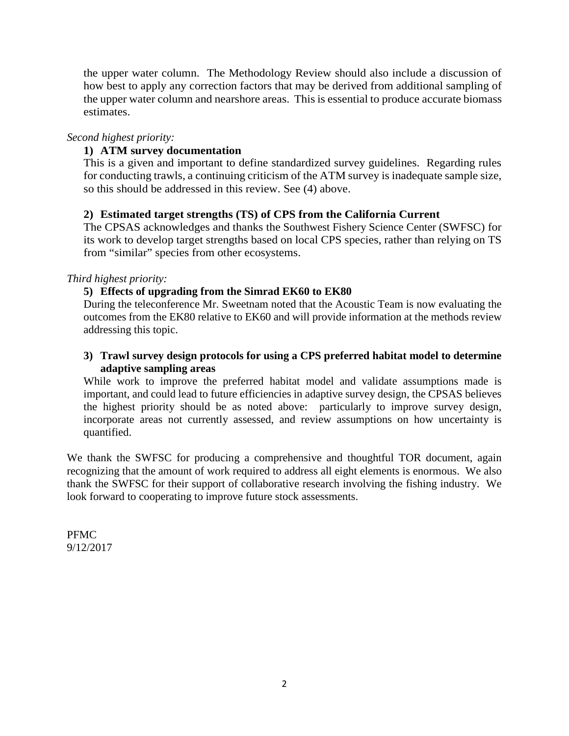the upper water column. The Methodology Review should also include a discussion of how best to apply any correction factors that may be derived from additional sampling of the upper water column and nearshore areas. This is essential to produce accurate biomass estimates.

*Second highest priority:*

**1) ATM survey documentation**

This is a given and important to define standardized survey guidelines. Regarding rules for conducting trawls, a continuing criticism of the ATM survey is inadequate sample size, so this should be addressed in this review. See (4) above.

**2) Estimated target strengths (TS) of CPS from the California Current**

The CPSAS acknowledges and thanks the Southwest Fishery Science Center (SWFSC) for its work to develop target strengths based on local CPS species, rather than relying on TS from "similar" species from other ecosystems.

*Third highest priority:*

**5) Effects of upgrading from the Simrad EK60 to EK80**

During the teleconference Mr. Sweetnam noted that the Acoustic Team is now evaluating the outcomes from the EK80 relative to EK60 and will provide information at the methods review addressing this topic.

**3) Trawl survey design protocols for using a CPS preferred habitat model to determine adaptive sampling areas**

While work to improve the preferred habitat model and validate assumptions made is important, and could lead to future efficiencies in adaptive survey design, the CPSAS believes the highest priority should be as noted above: particularly to improve survey design, incorporate areas not currently assessed, and review assumptions on how uncertainty is quantified.

We thank the SWFSC for producing a comprehensive and thoughtful TOR document, again recognizing that the amount of work required to address all eight elements is enormous. We also thank the SWFSC for their support of collaborative research involving the fishing industry. We look forward to cooperating to improve future stock assessments.

PFMC
9/12/2017